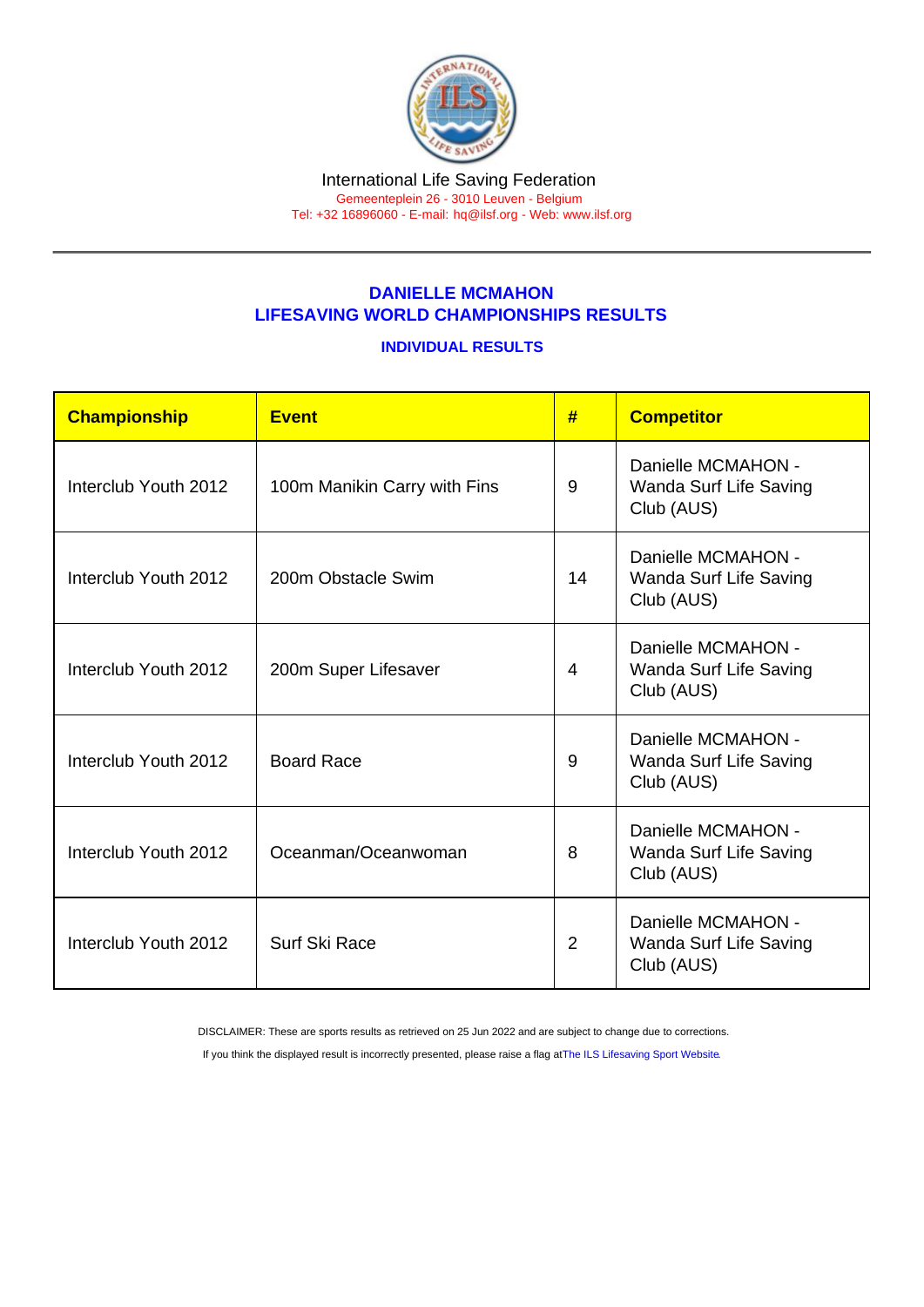International Life Saving Federation
Gemeenteplein 26 - 3010 Leuven - Belgium
Tel: +32 16896060 - E-mail: hq@ilsf.org - Web: www.ilsf.org

## DANIELLE MCMAHON
## LIFESAVING WORLD CHAMPIONSHIPS RESULTS

### INDIVIDUAL RESULTS

| Championship | Event | # | Competitor |
|---|---|---|---|
| Interclub Youth 2012 | 100m Manikin Carry with Fins | 9 | Danielle MCMAHON - Wanda Surf Life Saving Club (AUS) |
| Interclub Youth 2012 | 200m Obstacle Swim | 14 | Danielle MCMAHON - Wanda Surf Life Saving Club (AUS) |
| Interclub Youth 2012 | 200m Super Lifesaver | 4 | Danielle MCMAHON - Wanda Surf Life Saving Club (AUS) |
| Interclub Youth 2012 | Board Race | 9 | Danielle MCMAHON - Wanda Surf Life Saving Club (AUS) |
| Interclub Youth 2012 | Oceanman/Oceanwoman | 8 | Danielle MCMAHON - Wanda Surf Life Saving Club (AUS) |
| Interclub Youth 2012 | Surf Ski Race | 2 | Danielle MCMAHON - Wanda Surf Life Saving Club (AUS) |

DISCLAIMER: These are sports results as retrieved on 25 Jun 2022 and are subject to change due to corrections.

If you think the displayed result is incorrectly presented, please raise a flag at The ILS Lifesaving Sport Website.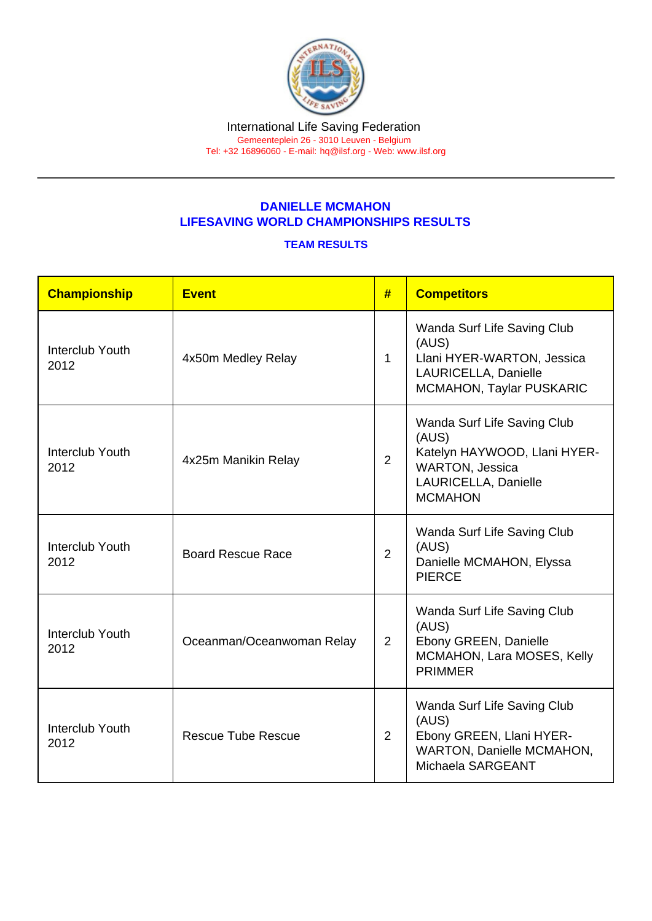International Life Saving Federation
Gemeenteplein 26 - 3010 Leuven - Belgium
Tel: +32 16896060 - E-mail: hq@ilsf.org - Web: www.ilsf.org

## DANIELLE MCMAHON
## LIFESAVING WORLD CHAMPIONSHIPS RESULTS

### TEAM RESULTS

| Championship | Event | # | Competitors |
|---|---|---|---|
| Interclub Youth 2012 | 4x50m Medley Relay | 1 | Wanda Surf Life Saving Club (AUS) Llani HYER-WARTON, Jessica LAURICELLA, Danielle MCMAHON, Taylar PUSKARIC |
| Interclub Youth 2012 | 4x25m Manikin Relay | 2 | Wanda Surf Life Saving Club (AUS) Katelyn HAYWOOD, Llani HYER-WARTON, Jessica LAURICELLA, Danielle MCMAHON |
| Interclub Youth 2012 | Board Rescue Race | 2 | Wanda Surf Life Saving Club (AUS) Danielle MCMAHON, Elyssa PIERCE |
| Interclub Youth 2012 | Oceanman/Oceanwoman Relay | 2 | Wanda Surf Life Saving Club (AUS) Ebony GREEN, Danielle MCMAHON, Lara MOSES, Kelly PRIMMER |
| Interclub Youth 2012 | Rescue Tube Rescue | 2 | Wanda Surf Life Saving Club (AUS) Ebony GREEN, Llani HYER-WARTON, Danielle MCMAHON, Michaela SARGEANT |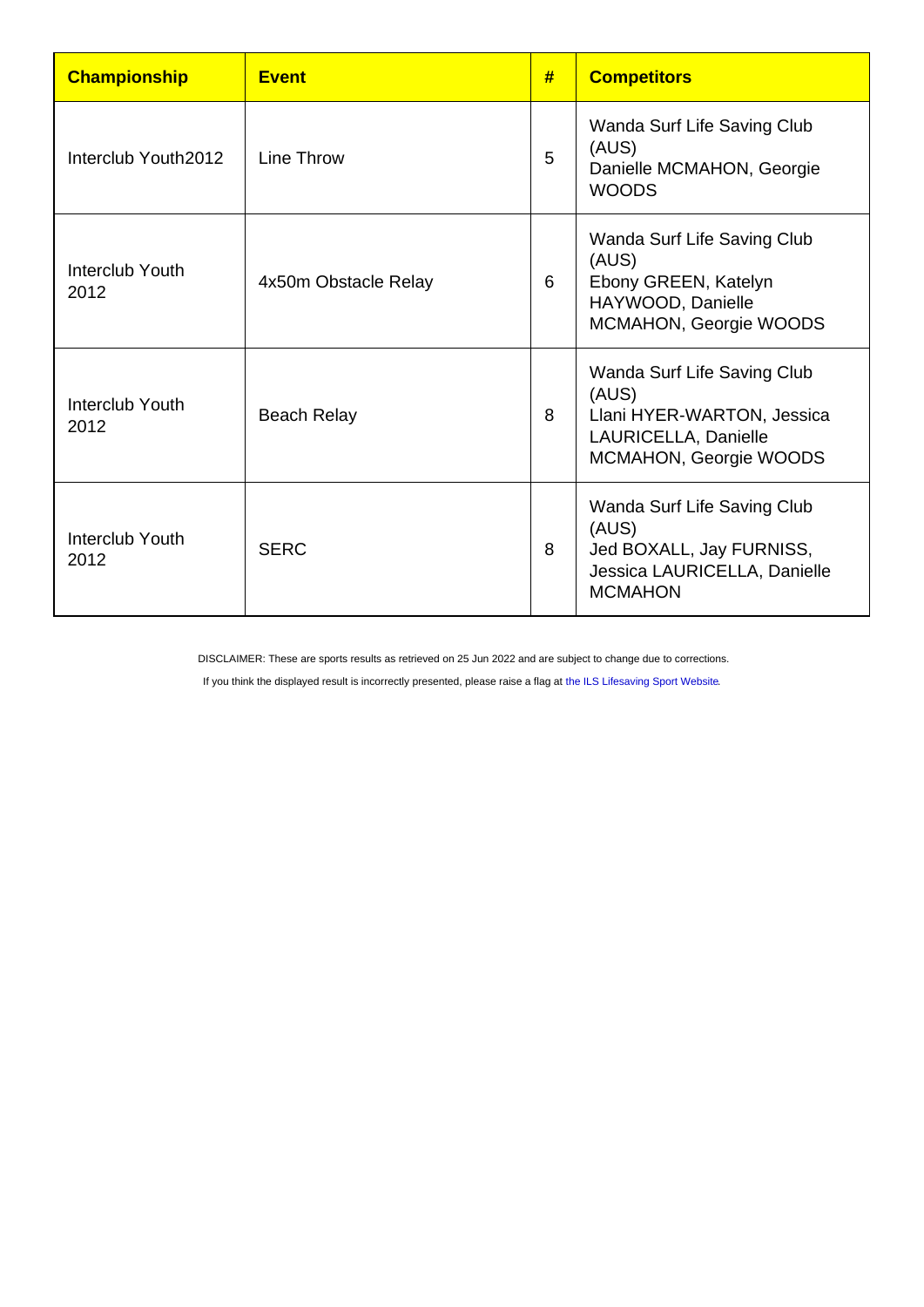| Championship | Event | # | Competitors |
| --- | --- | --- | --- |
| Interclub Youth2012 | Line Throw | 5 | Wanda Surf Life Saving Club (AUS) Danielle MCMAHON, Georgie WOODS |
| Interclub Youth 2012 | 4x50m Obstacle Relay | 6 | Wanda Surf Life Saving Club (AUS) Ebony GREEN, Katelyn HAYWOOD, Danielle MCMAHON, Georgie WOODS |
| Interclub Youth 2012 | Beach Relay | 8 | Wanda Surf Life Saving Club (AUS) Llani HYER-WARTON, Jessica LAURICELLA, Danielle MCMAHON, Georgie WOODS |
| Interclub Youth 2012 | SERC | 8 | Wanda Surf Life Saving Club (AUS) Jed BOXALL, Jay FURNISS, Jessica LAURICELLA, Danielle MCMAHON |

DISCLAIMER: These are sports results as retrieved on 25 Jun 2022 and are subject to change due to corrections.

If you think the displayed result is incorrectly presented, please raise a flag at the ILS Lifesaving Sport Website.